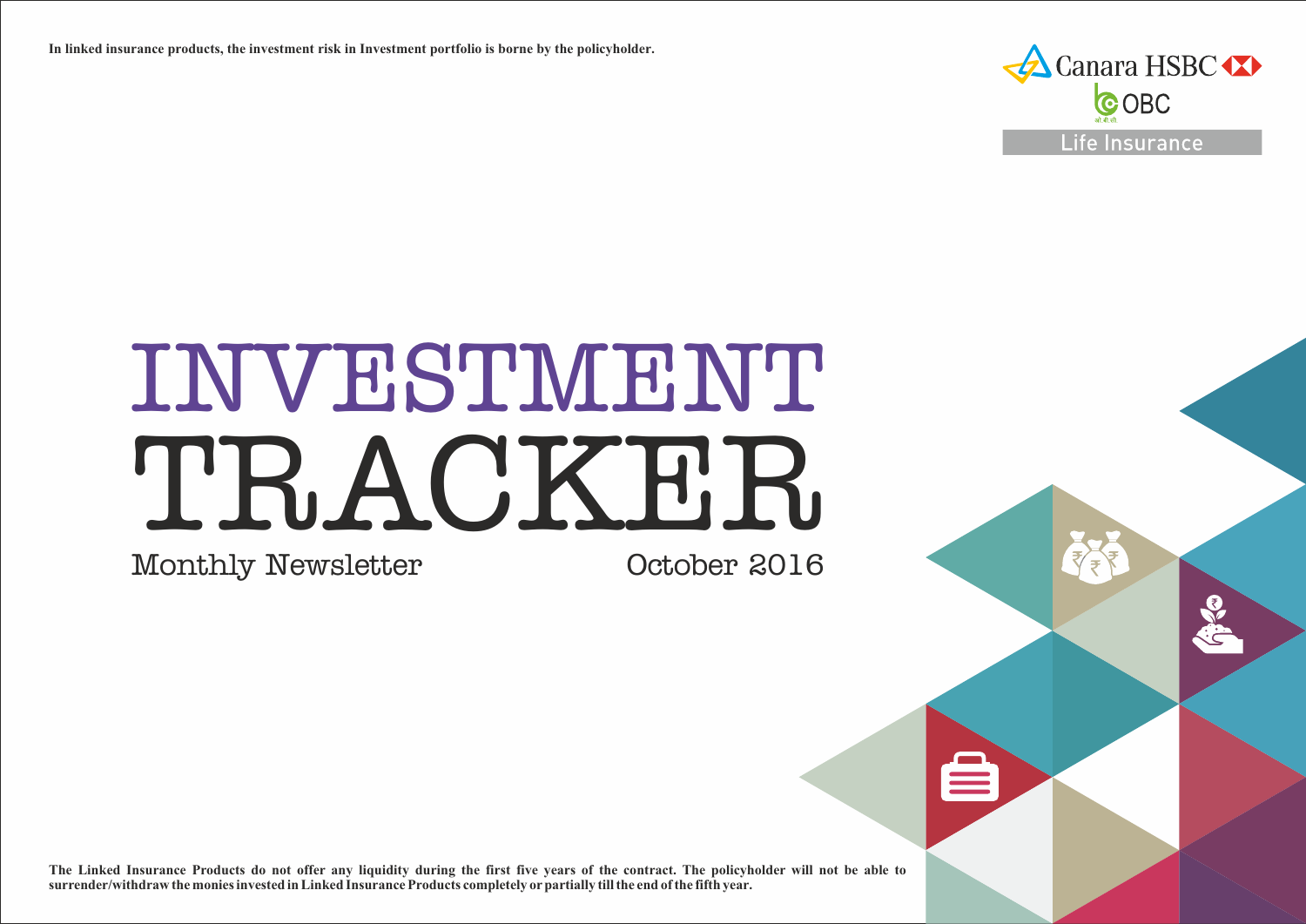In linked insurance products, the investment risk in Investment portfolio is borne by the policyholder.

Canara HSBC OBC Life Insurance

# INVESTMENT TRACKER

Monthly Newsletter

October 2016

The Linked Insurance Products do not offer any liquidity during the first five years of the contract. The policyholder will not be able to surrender/withdraw the monies invested in Linked Insurance Products completely or partially till the end of the fifth year.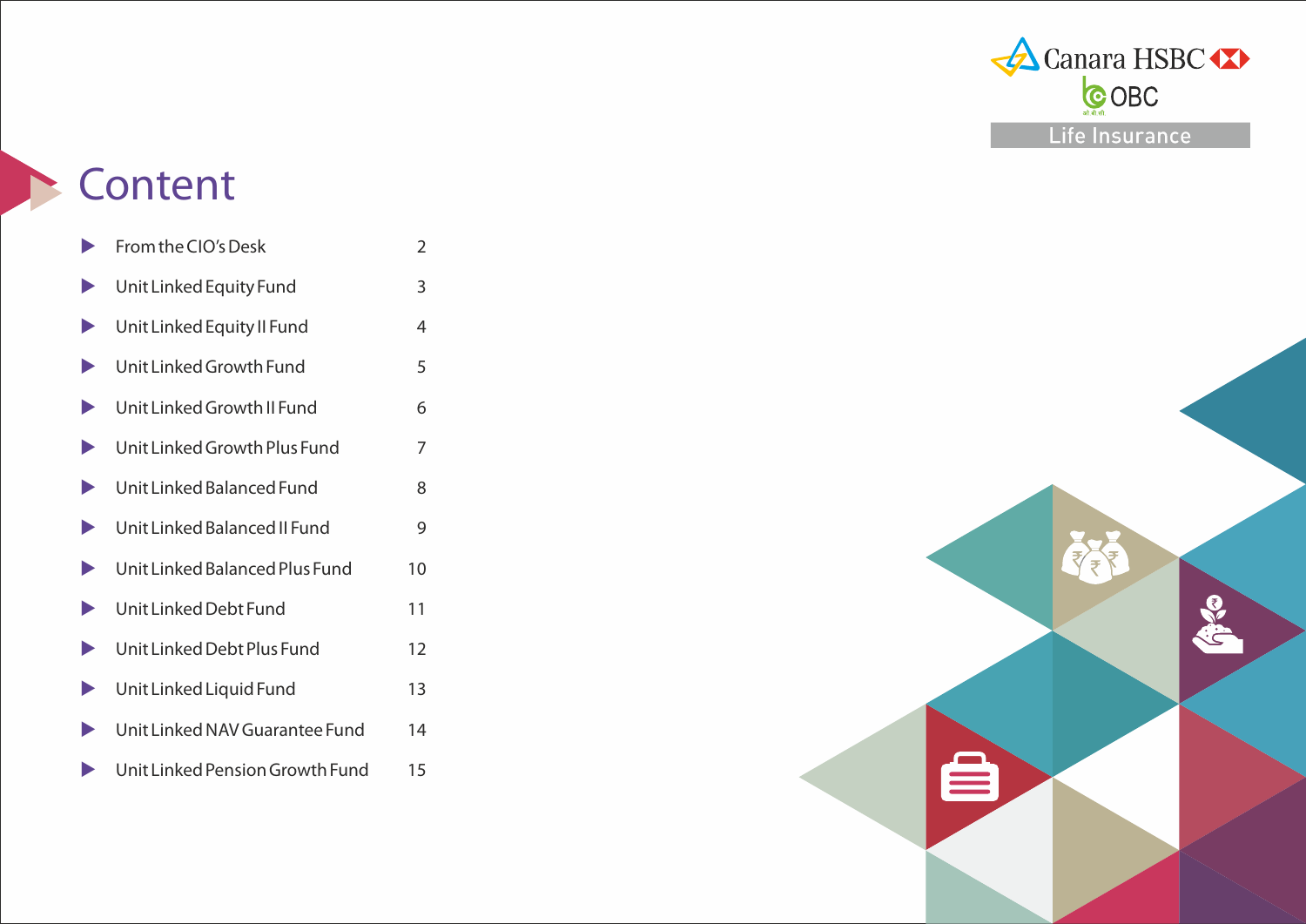# Content

| | |
|---|---|
| From the CIO's Desk | 2 |
| Unit Linked Equity Fund | 3 |
| Unit Linked Equity II Fund | 4 |
| Unit Linked Growth Fund | 5 |
| Unit Linked Growth II Fund | 6 |
| Unit Linked Growth Plus Fund | 7 |
| Unit Linked Balanced Fund | 8 |
| Unit Linked Balanced II Fund | 9 |
| Unit Linked Balanced Plus Fund | 10 |
| Unit Linked Debt Fund | 11 |
| Unit Linked Debt Plus Fund | 12 |
| Unit Linked Liquid Fund | 13 |
| Unit Linked NAV Guarantee Fund | 14 |
| Unit Linked Pension Growth Fund | 15 |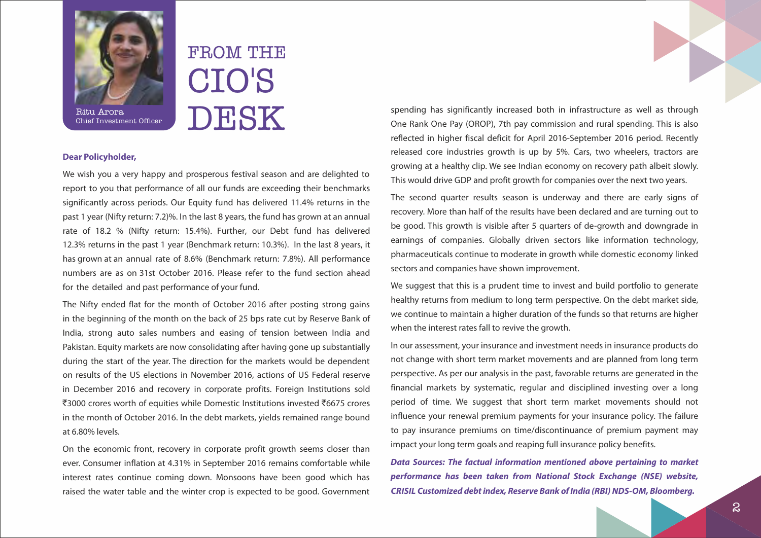Ritu Arora
Chief Investment Officer

# FROM THE CIO'S DESK

**Dear Policyholder,**

We wish you a very happy and prosperous festival season and are delighted to report to you that performance of all our funds are exceeding their benchmarks significantly across periods. Our Equity fund has delivered 11.4% returns in the past 1 year (Nifty return: 7.2)%. In the last 8 years, the fund has grown at an annual rate of 18.2 % (Nifty return: 15.4%). Further, our Debt fund has delivered 12.3% returns in the past 1 year (Benchmark return: 10.3%). In the last 8 years, it has grown at an annual rate of 8.6% (Benchmark return: 7.8%). All performance numbers are as on 31st October 2016. Please refer to the fund section ahead for the detailed and past performance of your fund.

The Nifty ended flat for the month of October 2016 after posting strong gains in the beginning of the month on the back of 25 bps rate cut by Reserve Bank of India, strong auto sales numbers and easing of tension between India and Pakistan. Equity markets are now consolidating after having gone up substantially during the start of the year. The direction for the markets would be dependent on results of the US elections in November 2016, actions of US Federal reserve in December 2016 and recovery in corporate profits. Foreign Institutions sold ₹3000 crores worth of equities while Domestic Institutions invested ₹6675 crores in the month of October 2016. In the debt markets, yields remained range bound at 6.80% levels.

On the economic front, recovery in corporate profit growth seems closer than ever. Consumer inflation at 4.31% in September 2016 remains comfortable while interest rates continue coming down. Monsoons have been good which has raised the water table and the winter crop is expected to be good. Government spending has significantly increased both in infrastructure as well as through One Rank One Pay (OROP), 7th pay commission and rural spending. This is also reflected in higher fiscal deficit for April 2016-September 2016 period. Recently released core industries growth is up by 5%. Cars, two wheelers, tractors are growing at a healthy clip. We see Indian economy on recovery path albeit slowly. This would drive GDP and profit growth for companies over the next two years.

The second quarter results season is underway and there are early signs of recovery. More than half of the results have been declared and are turning out to be good. This growth is visible after 5 quarters of de-growth and downgrade in earnings of companies. Globally driven sectors like information technology, pharmaceuticals continue to moderate in growth while domestic economy linked sectors and companies have shown improvement.

We suggest that this is a prudent time to invest and build portfolio to generate healthy returns from medium to long term perspective. On the debt market side, we continue to maintain a higher duration of the funds so that returns are higher when the interest rates fall to revive the growth.

In our assessment, your insurance and investment needs in insurance products do not change with short term market movements and are planned from long term perspective. As per our analysis in the past, favorable returns are generated in the financial markets by systematic, regular and disciplined investing over a long period of time. We suggest that short term market movements should not influence your renewal premium payments for your insurance policy. The failure to pay insurance premiums on time/discontinuance of premium payment may impact your long term goals and reaping full insurance policy benefits.

***Data Sources: The factual information mentioned above pertaining to market performance has been taken from National Stock Exchange (NSE) website, CRISIL Customized debt index, Reserve Bank of India (RBI) NDS-OM, Bloomberg.***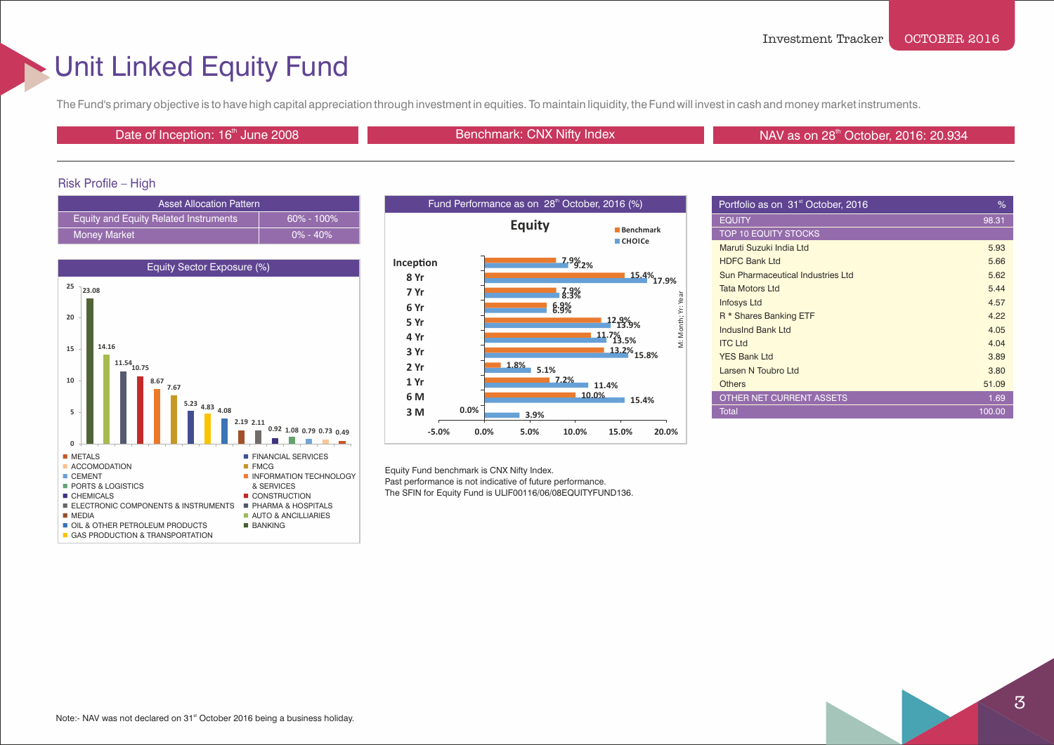# Unit Linked Equity Fund

The Fund's primary objective is to have high capital appreciation through investment in equities. To maintain liquidity, the Fund will invest in cash and money market instruments.

| Date of Inception: 16th June 2008 | Benchmark: CNX Nifty Index | NAV as on 28th October, 2016: 20.934 |
|---|---|---|

Risk Profile – High

| Asset Allocation Pattern | |
|---|---|
| Equity and Equity Related Instruments | 60% - 100% |
| Money Market | 0% - 40% |

**Equity Sector Exposure (%)**

| Sector | % |
|---|---|
| BANKING | 23.08 |
| AUTO & ANCILLIARIES | 14.16 |
| PHARMA & HOSPITALS | 11.54 |
| CONSTRUCTION | 10.75 |
| INFORMATION TECHNOLOGY & SERVICES | 8.67 |
| FMCG | 7.67 |
| FINANCIAL SERVICES | 5.23 |
| GAS PRODUCTION & TRANSPORTATION | 4.83 |
| OIL & OTHER PETROLEUM PRODUCTS | 4.08 |
| MEDIA | 2.19 |
| ELECTRONIC COMPONENTS & INSTRUMENTS | 2.11 |
| CHEMICALS | 0.92 |
| PORTS & LOGISTICS | 1.08 |
| CEMENT | 0.79 |
| ACCOMODATION | 0.73 |
| METALS | 0.49 |

**Fund Performance as on 28th October, 2016 (%)**

Equity

| Period | Benchmark | CHOICe |
|---|---|---|
| Inception | 7.9% | 9.2% |
| 8 Yr | 15.4% | 17.9% |
| 7 Yr | 7.9% | 8.3% |
| 6 Yr | 6.9% | 6.9% |
| 5 Yr | 12.9% | 13.9% |
| 4 Yr | 11.7% | 13.5% |
| 3 Yr | 13.2% | 15.8% |
| 2 Yr | 1.8% | 5.1% |
| 1 Yr | 7.2% | 11.4% |
| 6 M | 10.0% | 15.4% |
| 3 M | 0.0% | 3.9% |

M: Month; Yr: Year

Equity Fund benchmark is CNX Nifty Index.
Past performance is not indicative of future performance.
The SFIN for Equity Fund is ULIF00116/06/08EQUITYFUND136.

| Portfolio as on 31st October, 2016 | % |
|---|---|
| EQUITY | 98.31 |
| TOP 10 EQUITY STOCKS | |
| Maruti Suzuki India Ltd | 5.93 |
| HDFC Bank Ltd | 5.66 |
| Sun Pharmaceutical Industries Ltd | 5.62 |
| Tata Motors Ltd | 5.44 |
| Infosys Ltd | 4.57 |
| R * Shares Banking ETF | 4.22 |
| IndusInd Bank Ltd | 4.05 |
| ITC Ltd | 4.04 |
| YES Bank Ltd | 3.89 |
| Larsen N Toubro Ltd | 3.80 |
| Others | 51.09 |
| OTHER NET CURRENT ASSETS | 1.69 |
| Total | 100.00 |

Note:- NAV was not declared on 31st October 2016 being a business holiday.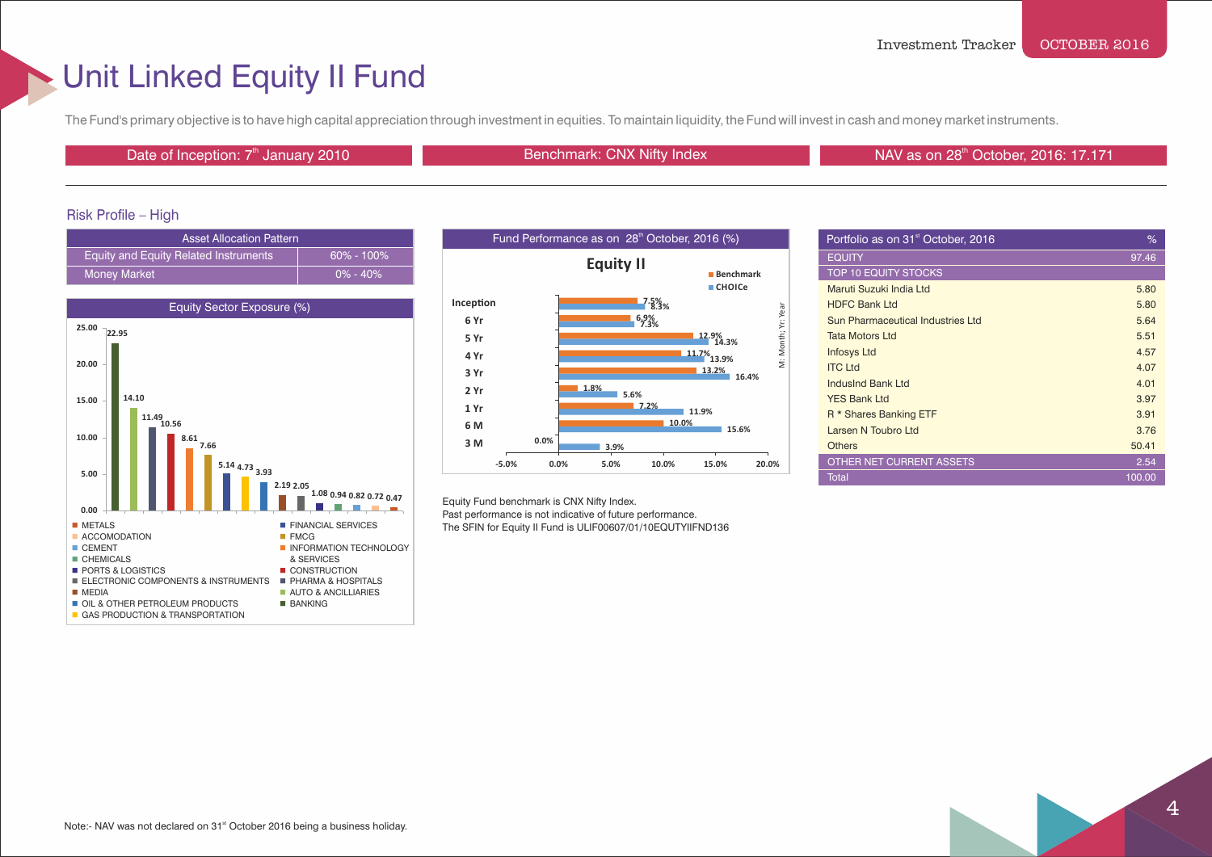# Unit Linked Equity II Fund

The Fund's primary objective is to have high capital appreciation through investment in equities. To maintain liquidity, the Fund will invest in cash and money market instruments.

Date of Inception: 7th January 2010 | Benchmark: CNX Nifty Index | NAV as on 28th October, 2016: 17.171

## Risk Profile – High

| Asset Allocation Pattern | |
|---|---|
| Equity and Equity Related Instruments | 60% - 100% |
| Money Market | 0% - 40% |

### Equity Sector Exposure (%)

| Sector | % |
|---|---|
| BANKING | 22.95 |
| AUTO & ANCILLIARIES | 14.10 |
| PHARMA & HOSPITALS | 11.49 |
| CONSTRUCTION | 10.56 |
| INFORMATION TECHNOLOGY & SERVICES | 8.61 |
| FMCG | 7.66 |
| FINANCIAL SERVICES | 5.14 |
| GAS PRODUCTION & TRANSPORTATION | 4.73 |
| OIL & OTHER PETROLEUM PRODUCTS | 3.93 |
| MEDIA | 2.19 |
| ELECTRONIC COMPONENTS & INSTRUMENTS | 2.05 |
| PORTS & LOGISTICS | 1.08 |
| CHEMICALS | 0.94 |
| CEMENT | 0.82 |
| ACCOMODATION | 0.72 |
| METALS | 0.47 |

### Fund Performance as on 28th October, 2016 (%)

**Equity II**

| Period | Benchmark | CHOICe |
|---|---|---|
| Inception | 7.5% | 8.3% |
| 6 Yr | 6.9% | 7.3% |
| 5 Yr | 12.9% | 14.3% |
| 4 Yr | 11.7% | 13.9% |
| 3 Yr | 13.2% | 16.4% |
| 2 Yr | 1.8% | 5.6% |
| 1 Yr | 7.2% | 11.9% |
| 6 M | 10.0% | 15.6% |
| 3 M | 0.0% | 3.9% |

M: Month; Yr: Year

Equity Fund benchmark is CNX Nifty Index.
Past performance is not indicative of future performance.
The SFIN for Equity II Fund is ULIF00607/01/10EQUTYIIFND136

| Portfolio as on 31st October, 2016 | % |
|---|---|
| EQUITY | 97.46 |
| TOP 10 EQUITY STOCKS | |
| Maruti Suzuki India Ltd | 5.80 |
| HDFC Bank Ltd | 5.80 |
| Sun Pharmaceutical Industries Ltd | 5.64 |
| Tata Motors Ltd | 5.51 |
| Infosys Ltd | 4.57 |
| ITC Ltd | 4.07 |
| IndusInd Bank Ltd | 4.01 |
| YES Bank Ltd | 3.97 |
| R * Shares Banking ETF | 3.91 |
| Larsen N Toubro Ltd | 3.76 |
| Others | 50.41 |
| OTHER NET CURRENT ASSETS | 2.54 |
| Total | 100.00 |

Note:- NAV was not declared on 31st October 2016 being a business holiday.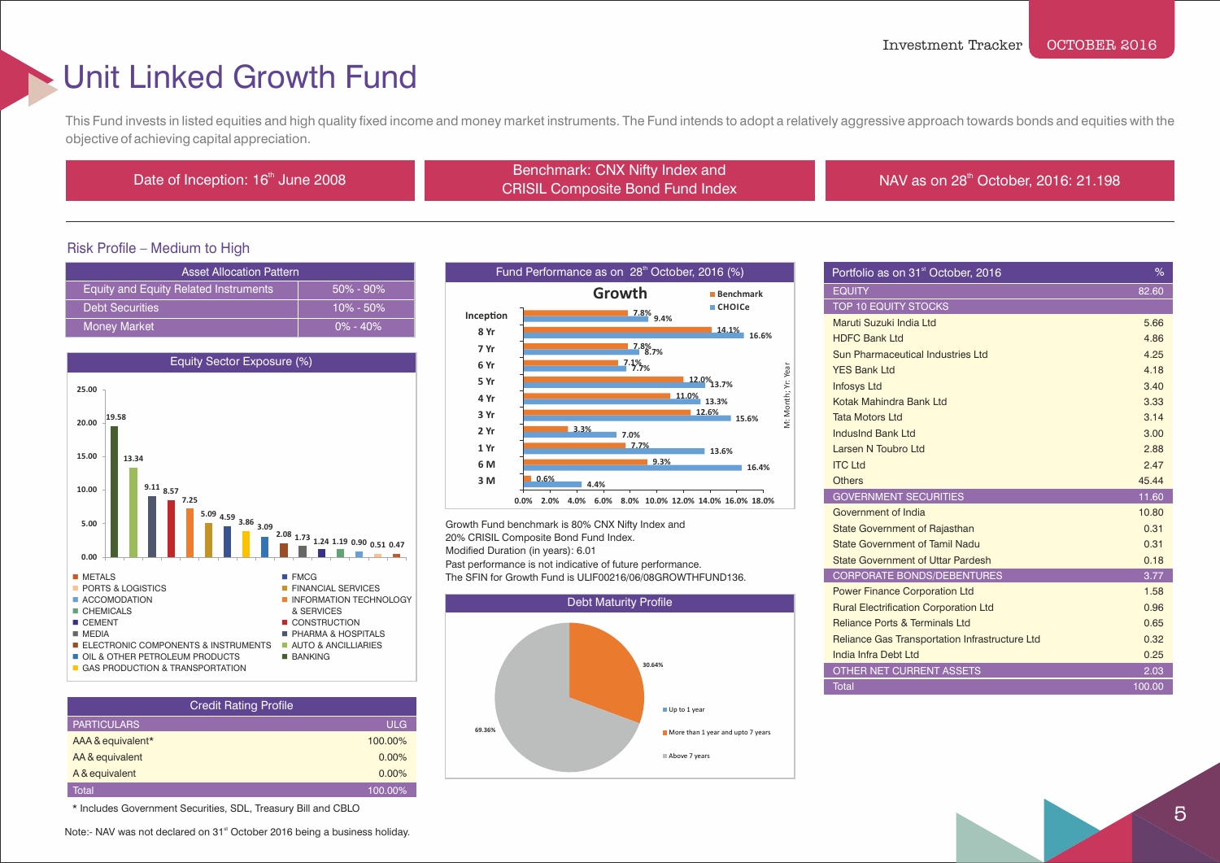# Unit Linked Growth Fund

This Fund invests in listed equities and high quality fixed income and money market instruments. The Fund intends to adopt a relatively aggressive approach towards bonds and equities with the objective of achieving capital appreciation.

| Date of Inception: 16th June 2008 | Benchmark: CNX Nifty Index and CRISIL Composite Bond Fund Index | NAV as on 28th October, 2016: 21.198 |
|---|---|---|

Risk Profile – Medium to High

| Asset Allocation Pattern | |
|---|---|
| Equity and Equity Related Instruments | 50% - 90% |
| Debt Securities | 10% - 50% |
| Money Market | 0% - 40% |

## Equity Sector Exposure (%)

| Sector | % |
|---|---|
| BANKING | 19.58 |
| AUTO & ANCILLIARIES | 13.34 |
| PHARMA & HOSPITALS | 9.11 |
| CONSTRUCTION | 8.57 |
| INFORMATION TECHNOLOGY & SERVICES | 7.25 |
| FINANCIAL SERVICES | 5.09 |
| FMCG | 4.59 |
| GAS PRODUCTION & TRANSPORTATION | 3.86 |
| OIL & OTHER PETROLEUM PRODUCTS | 3.09 |
| ELECTRONIC COMPONENTS & INSTRUMENTS | 2.08 |
| MEDIA | 1.73 |
| CEMENT | 1.24 |
| CHEMICALS | 1.19 |
| ACCOMODATION | 0.90 |
| PORTS & LOGISTICS | 0.51 |
| METALS | 0.47 |

| Credit Rating Profile | |
|---|---|
| PARTICULARS | ULG |
| AAA & equivalent* | 100.00% |
| AA & equivalent | 0.00% |
| A & equivalent | 0.00% |
| Total | 100.00% |

\* Includes Government Securities, SDL, Treasury Bill and CBLO

Note:- NAV was not declared on 31st October 2016 being a business holiday.

## Fund Performance as on 28th October, 2016 (%)

Growth

| Period | Benchmark | CHOICe |
|---|---|---|
| Inception | 7.8% | 9.4% |
| 8 Yr | 14.1% | 16.6% |
| 7 Yr | 7.8% | 8.7% |
| 6 Yr | 7.1% | 7.7% |
| 5 Yr | 12.0% | 13.7% |
| 4 Yr | 11.0% | 13.3% |
| 3 Yr | 12.6% | 15.6% |
| 2 Yr | 3.3% | 7.0% |
| 1 Yr | 7.7% | 13.6% |
| 6 M | 9.3% | 16.4% |
| 3 M | 0.6% | 4.4% |

M: Month; Yr: Year

Growth Fund benchmark is 80% CNX Nifty Index and 20% CRISIL Composite Bond Fund Index.
Modified Duration (in years): 6.01
Past performance is not indicative of future performance.
The SFIN for Growth Fund is ULIF00216/06/08GROWTHFUND136.

## Debt Maturity Profile

| Maturity | % |
|---|---|
| Up to 1 year | |
| More than 1 year and upto 7 years | 30.64% |
| Above 7 years | 69.36% |

| Portfolio as on 31st October, 2016 | % |
|---|---|
| **EQUITY** | **82.60** |
| TOP 10 EQUITY STOCKS | |
| Maruti Suzuki India Ltd | 5.66 |
| HDFC Bank Ltd | 4.86 |
| Sun Pharmaceutical Industries Ltd | 4.25 |
| YES Bank Ltd | 4.18 |
| Infosys Ltd | 3.40 |
| Kotak Mahindra Bank Ltd | 3.33 |
| Tata Motors Ltd | 3.14 |
| IndusInd Bank Ltd | 3.00 |
| Larsen N Toubro Ltd | 2.88 |
| ITC Ltd | 2.47 |
| Others | 45.44 |
| **GOVERNMENT SECURITIES** | **11.60** |
| Government of India | 10.80 |
| State Government of Rajasthan | 0.31 |
| State Government of Tamil Nadu | 0.31 |
| State Government of Uttar Pardesh | 0.18 |
| **CORPORATE BONDS/DEBENTURES** | **3.77** |
| Power Finance Corporation Ltd | 1.58 |
| Rural Electrification Corporation Ltd | 0.96 |
| Reliance Ports & Terminals Ltd | 0.65 |
| Reliance Gas Transportation Infrastructure Ltd | 0.32 |
| India Infra Debt Ltd | 0.25 |
| **OTHER NET CURRENT ASSETS** | **2.03** |
| **Total** | **100.00** |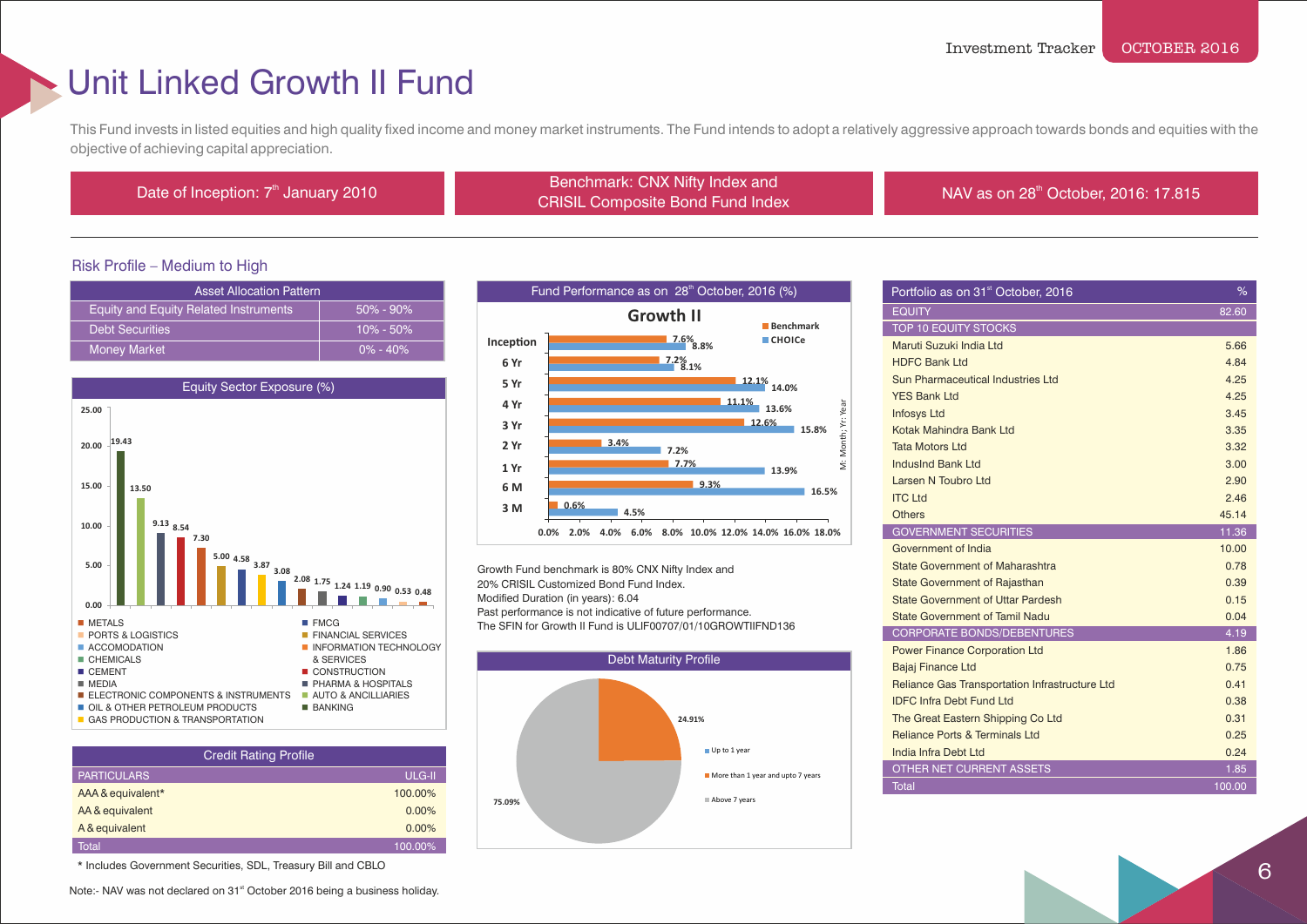# Unit Linked Growth II Fund

This Fund invests in listed equities and high quality fixed income and money market instruments. The Fund intends to adopt a relatively aggressive approach towards bonds and equities with the objective of achieving capital appreciation.

Date of Inception: 7th January 2010

Benchmark: CNX Nifty Index and CRISIL Composite Bond Fund Index

NAV as on 28th October, 2016: 17.815

Risk Profile – Medium to High

| Asset Allocation Pattern | |
|---|---|
| Equity and Equity Related Instruments | 50% - 90% |
| Debt Securities | 10% - 50% |
| Money Market | 0% - 40% |

**Equity Sector Exposure (%)**

| Sector | % |
|---|---|
| BANKING | 19.43 |
| AUTO & ANCILLIARIES | 13.50 |
| MEDIA | 9.13 |
| CONSTRUCTION | 8.54 |
| INFORMATION TECHNOLOGY & SERVICES | 7.30 |
| FINANCIAL SERVICES | 5.00 |
| CEMENT | 4.58 |
| GAS PRODUCTION & TRANSPORTATION | 3.87 |
| OIL & OTHER PETROLEUM PRODUCTS | 3.08 |
| ELECTRONIC COMPONENTS & INSTRUMENTS | 2.08 |
| PHARMA & HOSPITALS | 1.75 |
| FMCG | 1.24 |
| CHEMICALS | 1.19 |
| ACCOMODATION | 0.90 |
| PORTS & LOGISTICS | 0.53 |
| METALS | 0.48 |

**Credit Rating Profile**

| PARTICULARS | ULG-II |
|---|---|
| AAA & equivalent* | 100.00% |
| AA & equivalent | 0.00% |
| A & equivalent | 0.00% |
| Total | 100.00% |

* Includes Government Securities, SDL, Treasury Bill and CBLO

Note:- NAV was not declared on 31st October 2016 being a business holiday.

**Fund Performance as on 28th October, 2016 (%)**

Growth II

| Period | Benchmark | CHOICe |
|---|---|---|
| Inception | 7.6% | 8.8% |
| 6 Yr | 7.2% | 8.1% |
| 5 Yr | 12.1% | 14.0% |
| 4 Yr | 11.1% | 13.6% |
| 3 Yr | 12.6% | 15.8% |
| 2 Yr | 3.4% | 7.2% |
| 1 Yr | 7.7% | 13.9% |
| 6 M | 9.3% | 16.5% |
| 3 M | 0.6% | 4.5% |

M: Month; Yr: Year

Growth Fund benchmark is 80% CNX Nifty Index and 20% CRISIL Customized Bond Fund Index.
Modified Duration (in years): 6.04
Past performance is not indicative of future performance.
The SFIN for Growth II Fund is ULIF00707/01/10GROWTIIFND136

**Debt Maturity Profile**

| Maturity | % |
|---|---|
| Up to 1 year | |
| More than 1 year and upto 7 years | 24.91% |
| Above 7 years | 75.09% |

| Portfolio as on 31st October, 2016 | % |
|---|---|
| EQUITY | 82.60 |
| TOP 10 EQUITY STOCKS | |
| Maruti Suzuki India Ltd | 5.66 |
| HDFC Bank Ltd | 4.84 |
| Sun Pharmaceutical Industries Ltd | 4.25 |
| YES Bank Ltd | 4.25 |
| Infosys Ltd | 3.45 |
| Kotak Mahindra Bank Ltd | 3.35 |
| Tata Motors Ltd | 3.32 |
| IndusInd Bank Ltd | 3.00 |
| Larsen N Toubro Ltd | 2.90 |
| ITC Ltd | 2.46 |
| Others | 45.14 |
| GOVERNMENT SECURITIES | 11.36 |
| Government of India | 10.00 |
| State Government of Maharashtra | 0.78 |
| State Government of Rajasthan | 0.39 |
| State Government of Uttar Pardesh | 0.15 |
| State Government of Tamil Nadu | 0.04 |
| CORPORATE BONDS/DEBENTURES | 4.19 |
| Power Finance Corporation Ltd | 1.86 |
| Bajaj Finance Ltd | 0.75 |
| Reliance Gas Transportation Infrastructure Ltd | 0.41 |
| IDFC Infra Debt Fund Ltd | 0.38 |
| The Great Eastern Shipping Co Ltd | 0.31 |
| Reliance Ports & Terminals Ltd | 0.25 |
| India Infra Debt Ltd | 0.24 |
| OTHER NET CURRENT ASSETS | 1.85 |
| Total | 100.00 |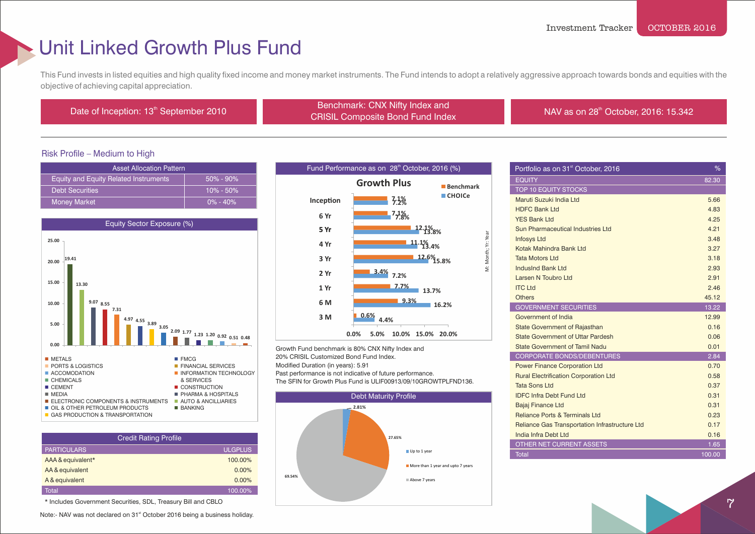# Unit Linked Growth Plus Fund

This Fund invests in listed equities and high quality fixed income and money market instruments. The Fund intends to adopt a relatively aggressive approach towards bonds and equities with the objective of achieving capital appreciation.

| Date of Inception: 13th September 2010 | Benchmark: CNX Nifty Index and CRISIL Composite Bond Fund Index | NAV as on 28th October, 2016: 15.342 |
|---|---|---|

### Risk Profile – Medium to High

| Asset Allocation Pattern | |
|---|---|
| Equity and Equity Related Instruments | 50% - 90% |
| Debt Securities | 10% - 50% |
| Money Market | 0% - 40% |

### Equity Sector Exposure (%)

| Sector | % |
|---|---|
| BANKING | 19.41 |
| AUTO & ANCILLIARIES | 13.30 |
| PHARMA & HOSPITALS | 9.07 |
| CONSTRUCTION | 8.55 |
| INFORMATION TECHNOLOGY | 7.31 |
| FINANCIAL SERVICES | 4.97 |
| FMCG | 4.55 |
| GAS PRODUCTION & TRANSPORTATION | 3.89 |
| OIL & OTHER PETROLEUM PRODUCTS | 3.05 |
| ELECTRONIC COMPONENTS & INSTRUMENTS | 2.09 |
| MEDIA | 1.77 |
| CEMENT | 1.23 |
| CHEMICALS | 1.20 |
| ACCOMODATION | 0.92 |
| PORTS & LOGISTICS | 0.51 |
| METALS | 0.48 |

### Credit Rating Profile

| PARTICULARS | ULGPLUS |
|---|---|
| AAA & equivalent* | 100.00% |
| AA & equivalent | 0.00% |
| A & equivalent | 0.00% |
| Total | 100.00% |

\* Includes Government Securities, SDL, Treasury Bill and CBLO

Note:- NAV was not declared on 31st October 2016 being a business holiday.

### Fund Performance as on 28th October, 2016 (%)

Growth Plus

| Period | Benchmark | CHOICe |
|---|---|---|
| Inception | 7.1% | 7.2% |
| 6 Yr | 7.1% | 7.8% |
| 5 Yr | 12.1% | 13.8% |
| 4 Yr | 11.1% | 13.4% |
| 3 Yr | 12.6% | 15.8% |
| 2 Yr | 3.4% | 7.2% |
| 1 Yr | 7.7% | 13.7% |
| 6 M | 9.3% | 16.2% |
| 3 M | 0.6% | 4.4% |

M: Month; Yr: Year

Growth Fund benchmark is 80% CNX Nifty Index and 20% CRISIL Customized Bond Fund Index.
Modified Duration (in years): 5.91
Past performance is not indicative of future performance.
The SFIN for Growth Plus Fund is ULIF00913/09/10GROWTPLFND136.

### Debt Maturity Profile

| Maturity | % |
|---|---|
| Up to 1 year | 2.81% |
| More than 1 year and upto 7 years | 27.65% |
| Above 7 years | 69.54% |

### Portfolio as on 31st October, 2016

| | % |
|---|---|
| EQUITY | 82.30 |
| TOP 10 EQUITY STOCKS | |
| Maruti Suzuki India Ltd | 5.66 |
| HDFC Bank Ltd | 4.83 |
| YES Bank Ltd | 4.25 |
| Sun Pharmaceutical Industries Ltd | 4.21 |
| Infosys Ltd | 3.48 |
| Kotak Mahindra Bank Ltd | 3.27 |
| Tata Motors Ltd | 3.18 |
| IndusInd Bank Ltd | 2.93 |
| Larsen N Toubro Ltd | 2.91 |
| ITC Ltd | 2.46 |
| Others | 45.12 |
| GOVERNMENT SECURITIES | 13.22 |
| Government of India | 12.99 |
| State Government of Rajasthan | 0.16 |
| State Government of Uttar Pardesh | 0.06 |
| State Government of Tamil Nadu | 0.01 |
| CORPORATE BONDS/DEBENTURES | 2.84 |
| Power Finance Corporation Ltd | 0.70 |
| Rural Electrification Corporation Ltd | 0.58 |
| Tata Sons Ltd | 0.37 |
| IDFC Infra Debt Fund Ltd | 0.31 |
| Bajaj Finance Ltd | 0.31 |
| Reliance Ports & Terminals Ltd | 0.23 |
| Reliance Gas Transportation Infrastructure Ltd | 0.17 |
| India Infra Debt Ltd | 0.16 |
| OTHER NET CURRENT ASSETS | 1.65 |
| Total | 100.00 |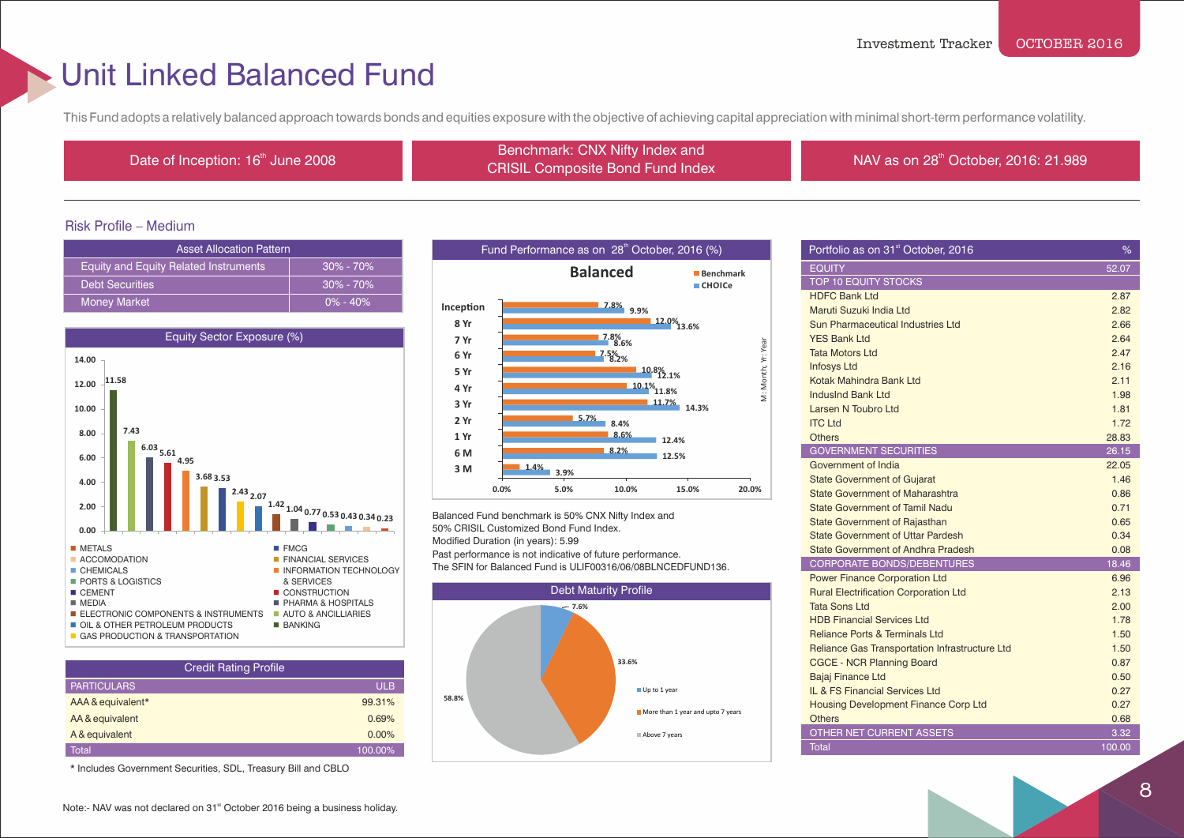# Unit Linked Balanced Fund

This Fund adopts a relatively balanced approach towards bonds and equities exposure with the objective of achieving capital appreciation with minimal short-term performance volatility.

Date of Inception: 16th June 2008

Benchmark: CNX Nifty Index and CRISIL Composite Bond Fund Index

NAV as on 28th October, 2016: 21.989

Risk Profile – Medium

| Asset Allocation Pattern | |
|---|---|
| Equity and Equity Related Instruments | 30% - 70% |
| Debt Securities | 30% - 70% |
| Money Market | 0% - 40% |

**Equity Sector Exposure (%)**

| Sector | % |
|---|---|
| BANKING | 11.58 |
| AUTO & ANCILLIARIES | 7.43 |
| PHARMA & HOSPITALS | 6.03 |
| CONSTRUCTION | 5.61 |
| INFORMATION TECHNOLOGY | 4.95 |
| FINANCIAL SERVICES | 3.68 |
| FMCG | 3.53 |
| GAS PRODUCTION & TRANSPORTATION | 2.43 |
| OIL & OTHER PETROLEUM PRODUCTS | 2.07 |
| ELECTRONIC COMPONENTS & INSTRUMENTS | 1.42 |
| MEDIA | 1.04 |
| CEMENT | 0.77 |
| PORTS & LOGISTICS | 0.53 |
| CHEMICALS | 0.43 |
| ACCOMODATION | 0.34 |
| METALS | 0.23 |

| Credit Rating Profile | |
|---|---|
| PARTICULARS | ULB |
| AAA & equivalent* | 99.31% |
| AA & equivalent | 0.69% |
| A & equivalent | 0.00% |
| Total | 100.00% |

* Includes Government Securities, SDL, Treasury Bill and CBLO

**Fund Performance as on 28th October, 2016 (%)**

Balanced

| Period | Benchmark | CHOICe |
|---|---|---|
| Inception | 7.8% | 9.9% |
| 8 Yr | 12.0% | 13.6% |
| 7 Yr | 7.8% | 8.6% |
| 6 Yr | 7.5% | 8.2% |
| 5 Yr | 10.8% | 12.1% |
| 4 Yr | 10.1% | 11.8% |
| 3 Yr | 11.7% | 14.3% |
| 2 Yr | 5.7% | 8.4% |
| 1 Yr | 8.6% | 12.4% |
| 6 M | 8.2% | 12.5% |
| 3 M | 1.4% | 3.9% |

M: Month; Yr: Year

Balanced Fund benchmark is 50% CNX Nifty Index and 50% CRISIL Customized Bond Fund Index.
Modified Duration (in years): 5.99
Past performance is not indicative of future performance.
The SFIN for Balanced Fund is ULIF00316/06/08BLNCEDFUND136.

**Debt Maturity Profile**

| Maturity | % |
|---|---|
| Up to 1 year | 7.6% |
| More than 1 year and upto 7 years | 33.6% |
| Above 7 years | 58.8% |

| Portfolio as on 31st October, 2016 | % |
|---|---|
| EQUITY | 52.07 |
| TOP 10 EQUITY STOCKS | |
| HDFC Bank Ltd | 2.87 |
| Maruti Suzuki India Ltd | 2.82 |
| Sun Pharmaceutical Industries Ltd | 2.66 |
| YES Bank Ltd | 2.64 |
| Tata Motors Ltd | 2.47 |
| Infosys Ltd | 2.16 |
| Kotak Mahindra Bank Ltd | 2.11 |
| IndusInd Bank Ltd | 1.98 |
| Larsen N Toubro Ltd | 1.81 |
| ITC Ltd | 1.72 |
| Others | 28.83 |
| GOVERNMENT SECURITIES | 26.15 |
| Government of India | 22.05 |
| State Government of Gujarat | 1.46 |
| State Government of Maharashtra | 0.86 |
| State Government of Tamil Nadu | 0.71 |
| State Government of Rajasthan | 0.65 |
| State Government of Uttar Pardesh | 0.34 |
| State Government of Andhra Pradesh | 0.08 |
| CORPORATE BONDS/DEBENTURES | 18.46 |
| Power Finance Corporation Ltd | 6.96 |
| Rural Electrification Corporation Ltd | 2.13 |
| Tata Sons Ltd | 2.00 |
| HDB Financial Services Ltd | 1.78 |
| Reliance Ports & Terminals Ltd | 1.50 |
| Reliance Gas Transportation Infrastructure Ltd | 1.50 |
| CGCE - NCR Planning Board | 0.87 |
| Bajaj Finance Ltd | 0.50 |
| IL & FS Financial Services Ltd | 0.27 |
| Housing Development Finance Corp Ltd | 0.27 |
| Others | 0.68 |
| OTHER NET CURRENT ASSETS | 3.32 |
| Total | 100.00 |

Note:- NAV was not declared on 31st October 2016 being a business holiday.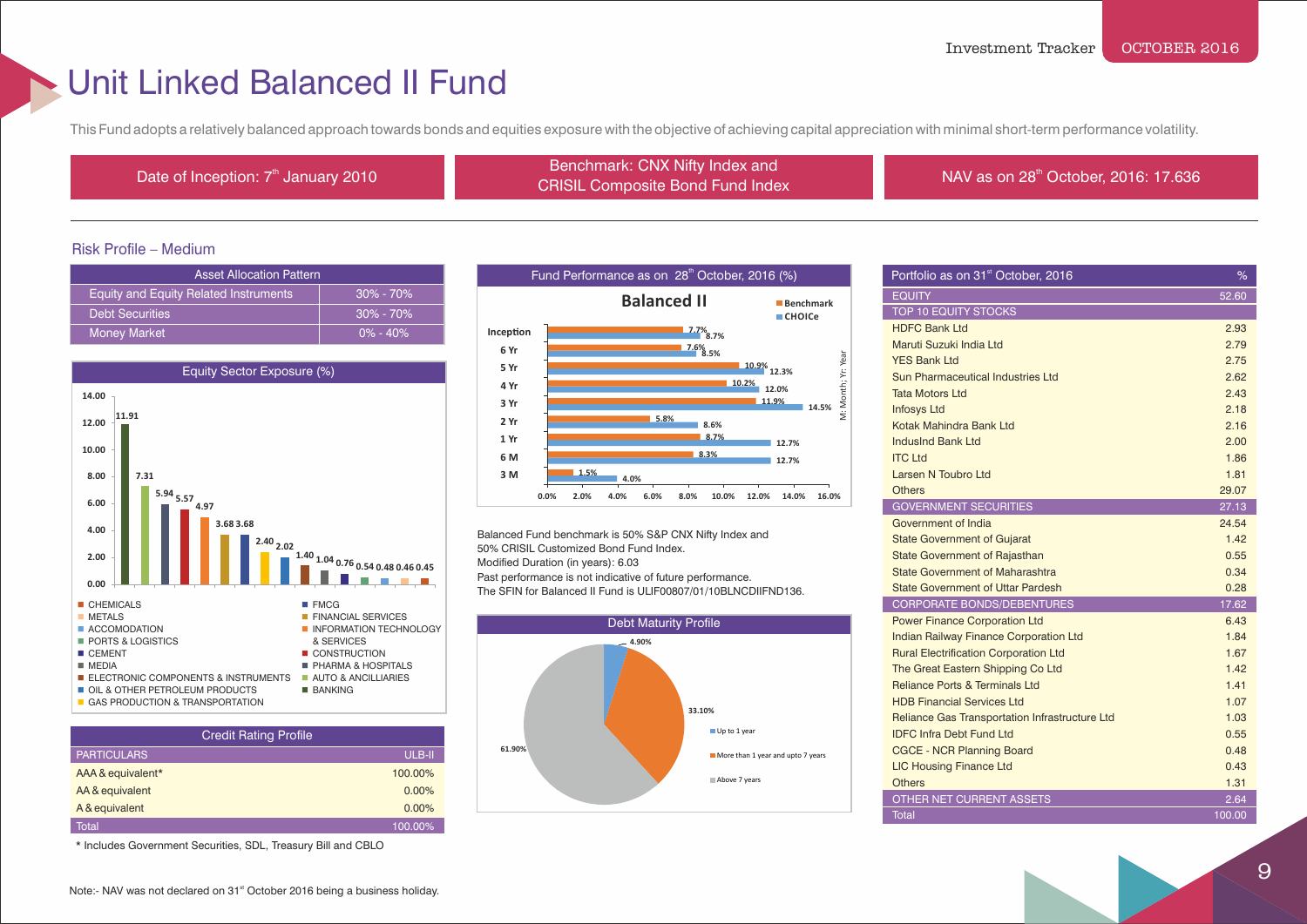# Unit Linked Balanced II Fund

This Fund adopts a relatively balanced approach towards bonds and equities exposure with the objective of achieving capital appreciation with minimal short-term performance volatility.

Date of Inception: 7th January 2010

Benchmark: CNX Nifty Index and CRISIL Composite Bond Fund Index

NAV as on 28th October, 2016: 17.636

Risk Profile – Medium

| Asset Allocation Pattern | |
|---|---|
| Equity and Equity Related Instruments | 30% - 70% |
| Debt Securities | 30% - 70% |
| Money Market | 0% - 40% |

**Equity Sector Exposure (%)**

| Sector | % |
|---|---|
| BANKING | 11.91 |
| AUTO & ANCILLIARIES | 7.31 |
| PHARMA & HOSPITALS | 5.94 |
| CONSTRUCTION | 5.57 |
| INFORMATION TECHNOLOGY & SERVICES | 4.97 |
| FINANCIAL SERVICES | 3.68 |
| FMCG | 3.68 |
| GAS PRODUCTION & TRANSPORTATION | 2.40 |
| OIL & OTHER PETROLEUM PRODUCTS | 2.02 |
| ELECTRONIC COMPONENTS & INSTRUMENTS | 1.40 |
| MEDIA | 1.04 |
| CEMENT | 0.76 |
| PORTS & LOGISTICS | 0.54 |
| ACCOMODATION | 0.48 |
| METALS | 0.46 |
| CHEMICALS | 0.45 |

| Credit Rating Profile | |
|---|---|
| PARTICULARS | ULB-II |
| AAA & equivalent* | 100.00% |
| AA & equivalent | 0.00% |
| A & equivalent | 0.00% |
| Total | 100.00% |

* Includes Government Securities, SDL, Treasury Bill and CBLO

**Fund Performance as on 28th October, 2016 (%)**

Balanced II

| Period | Benchmark | CHOICe |
|---|---|---|
| Inception | 7.7% | 8.7% |
| 6 Yr | 7.6% | 8.5% |
| 5 Yr | 10.9% | 12.3% |
| 4 Yr | 10.2% | 12.0% |
| 3 Yr | 11.9% | 14.5% |
| 2 Yr | 5.8% | 8.6% |
| 1 Yr | 8.7% | 12.7% |
| 6 M | 8.3% | 12.7% |
| 3 M | 1.5% | 4.0% |

M: Month; Yr: Year

Balanced Fund benchmark is 50% S&P CNX Nifty Index and 50% CRISIL Customized Bond Fund Index.
Modified Duration (in years): 6.03
Past performance is not indicative of future performance.
The SFIN for Balanced II Fund is ULIF00807/01/10BLNCDIIFND136.

**Debt Maturity Profile**

| Maturity | % |
|---|---|
| Up to 1 year | 4.90% |
| More than 1 year and upto 7 years | 33.10% |
| Above 7 years | 61.90% |

| Portfolio as on 31st October, 2016 | % |
|---|---|
| EQUITY | 52.60 |
| TOP 10 EQUITY STOCKS | |
| HDFC Bank Ltd | 2.93 |
| Maruti Suzuki India Ltd | 2.79 |
| YES Bank Ltd | 2.75 |
| Sun Pharmaceutical Industries Ltd | 2.62 |
| Tata Motors Ltd | 2.43 |
| Infosys Ltd | 2.18 |
| Kotak Mahindra Bank Ltd | 2.16 |
| IndusInd Bank Ltd | 2.00 |
| ITC Ltd | 1.86 |
| Larsen N Toubro Ltd | 1.81 |
| Others | 29.07 |
| GOVERNMENT SECURITIES | 27.13 |
| Government of India | 24.54 |
| State Government of Gujarat | 1.42 |
| State Government of Rajasthan | 0.55 |
| State Government of Maharashtra | 0.34 |
| State Government of Uttar Pardesh | 0.28 |
| CORPORATE BONDS/DEBENTURES | 17.62 |
| Power Finance Corporation Ltd | 6.43 |
| Indian Railway Finance Corporation Ltd | 1.84 |
| Rural Electrification Corporation Ltd | 1.67 |
| The Great Eastern Shipping Co Ltd | 1.42 |
| Reliance Ports & Terminals Ltd | 1.41 |
| HDB Financial Services Ltd | 1.07 |
| Reliance Gas Transportation Infrastructure Ltd | 1.03 |
| IDFC Infra Debt Fund Ltd | 0.55 |
| CGCE - NCR Planning Board | 0.48 |
| LIC Housing Finance Ltd | 0.43 |
| Others | 1.31 |
| OTHER NET CURRENT ASSETS | 2.64 |
| Total | 100.00 |

Note:- NAV was not declared on 31st October 2016 being a business holiday.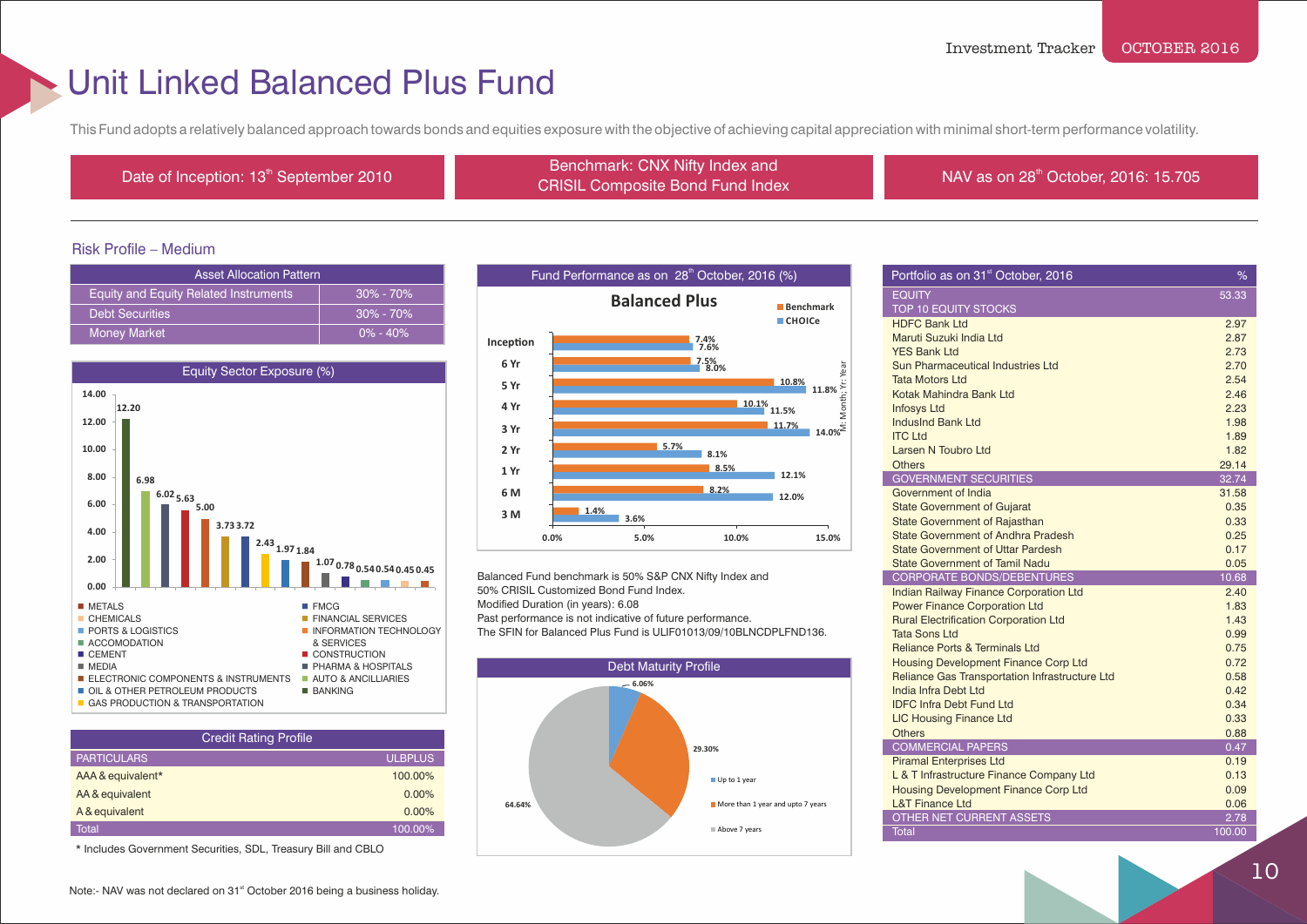# Unit Linked Balanced Plus Fund

This Fund adopts a relatively balanced approach towards bonds and equities exposure with the objective of achieving capital appreciation with minimal short-term performance volatility.

| Date of Inception: 13th September 2010 | Benchmark: CNX Nifty Index and CRISIL Composite Bond Fund Index | NAV as on 28th October, 2016: 15.705 |
|---|---|---|

## Risk Profile – Medium

| Asset Allocation Pattern | |
|---|---|
| Equity and Equity Related Instruments | 30% - 70% |
| Debt Securities | 30% - 70% |
| Money Market | 0% - 40% |

### Equity Sector Exposure (%)

| Sector | % |
|---|---|
| BANKING | 12.20 |
| AUTO & ANCILLIARIES | 6.98 |
| PHARMA & HOSPITALS | 6.02 |
| CONSTRUCTION | 5.63 |
| INFORMATION TECHNOLOGY | 5.00 |
| FINANCIAL SERVICES | 3.73 |
| FMCG | 3.72 |
| GAS PRODUCTION & TRANSPORTATION | 2.43 |
| OIL & OTHER PETROLEUM PRODUCTS | 1.97 |
| ELECTRONIC COMPONENTS & INSTRUMENTS | 1.84 |
| MEDIA | 1.07 |
| CEMENT | 0.78 |
| ACCOMODATION | 0.54 |
| PORTS & LOGISTICS | 0.54 |
| CHEMICALS | 0.45 |
| METALS | 0.45 |

### Credit Rating Profile

| PARTICULARS | ULBPLUS |
|---|---|
| AAA & equivalent* | 100.00% |
| AA & equivalent | 0.00% |
| A & equivalent | 0.00% |
| Total | 100.00% |

\* Includes Government Securities, SDL, Treasury Bill and CBLO

### Fund Performance as on 28th October, 2016 (%)

**Balanced Plus**

| Period | Benchmark | CHOICe |
|---|---|---|
| Inception | 7.4% | 7.6% |
| 6 Yr | 7.5% | 8.0% |
| 5 Yr | 10.8% | 11.8% |
| 4 Yr | 10.1% | 11.5% |
| 3 Yr | 11.7% | 14.0% |
| 2 Yr | 5.7% | 8.1% |
| 1 Yr | 8.5% | 12.1% |
| 6 M | 8.2% | 12.0% |
| 3 M | 1.4% | 3.6% |

M: Month; Yr: Year

Balanced Fund benchmark is 50% S&P CNX Nifty Index and 50% CRISIL Customized Bond Fund Index.
Modified Duration (in years): 6.08
Past performance is not indicative of future performance.
The SFIN for Balanced Plus Fund is ULIF01013/09/10BLNCDPLFND136.

### Debt Maturity Profile

| Maturity | % |
|---|---|
| Up to 1 year | 6.06% |
| More than 1 year and upto 7 years | 29.30% |
| Above 7 years | 64.64% |

### Portfolio as on 31st October, 2016

| Portfolio as on 31st October, 2016 | % |
|---|---|
| **EQUITY** | 53.33 |
| TOP 10 EQUITY STOCKS | |
| HDFC Bank Ltd | 2.97 |
| Maruti Suzuki India Ltd | 2.87 |
| YES Bank Ltd | 2.73 |
| Sun Pharmaceutical Industries Ltd | 2.70 |
| Tata Motors Ltd | 2.54 |
| Kotak Mahindra Bank Ltd | 2.46 |
| Infosys Ltd | 2.23 |
| IndusInd Bank Ltd | 1.98 |
| ITC Ltd | 1.89 |
| Larsen N Toubro Ltd | 1.82 |
| Others | 29.14 |
| **GOVERNMENT SECURITIES** | 32.74 |
| Government of India | 31.58 |
| State Government of Gujarat | 0.35 |
| State Government of Rajasthan | 0.33 |
| State Government of Andhra Pradesh | 0.25 |
| State Government of Uttar Pardesh | 0.17 |
| State Government of Tamil Nadu | 0.05 |
| **CORPORATE BONDS/DEBENTURES** | 10.68 |
| Indian Railway Finance Corporation Ltd | 2.40 |
| Power Finance Corporation Ltd | 1.83 |
| Rural Electrification Corporation Ltd | 1.43 |
| Tata Sons Ltd | 0.99 |
| Reliance Ports & Terminals Ltd | 0.75 |
| Housing Development Finance Corp Ltd | 0.72 |
| Reliance Gas Transportation Infrastructure Ltd | 0.58 |
| India Infra Debt Ltd | 0.42 |
| IDFC Infra Debt Fund Ltd | 0.34 |
| LIC Housing Finance Ltd | 0.33 |
| Others | 0.88 |
| **COMMERCIAL PAPERS** | 0.47 |
| Piramal Enterprises Ltd | 0.19 |
| L & T Infrastructure Finance Company Ltd | 0.13 |
| Housing Development Finance Corp Ltd | 0.09 |
| L&T Finance Ltd | 0.06 |
| **OTHER NET CURRENT ASSETS** | 2.78 |
| **Total** | 100.00 |

Note:- NAV was not declared on 31st October 2016 being a business holiday.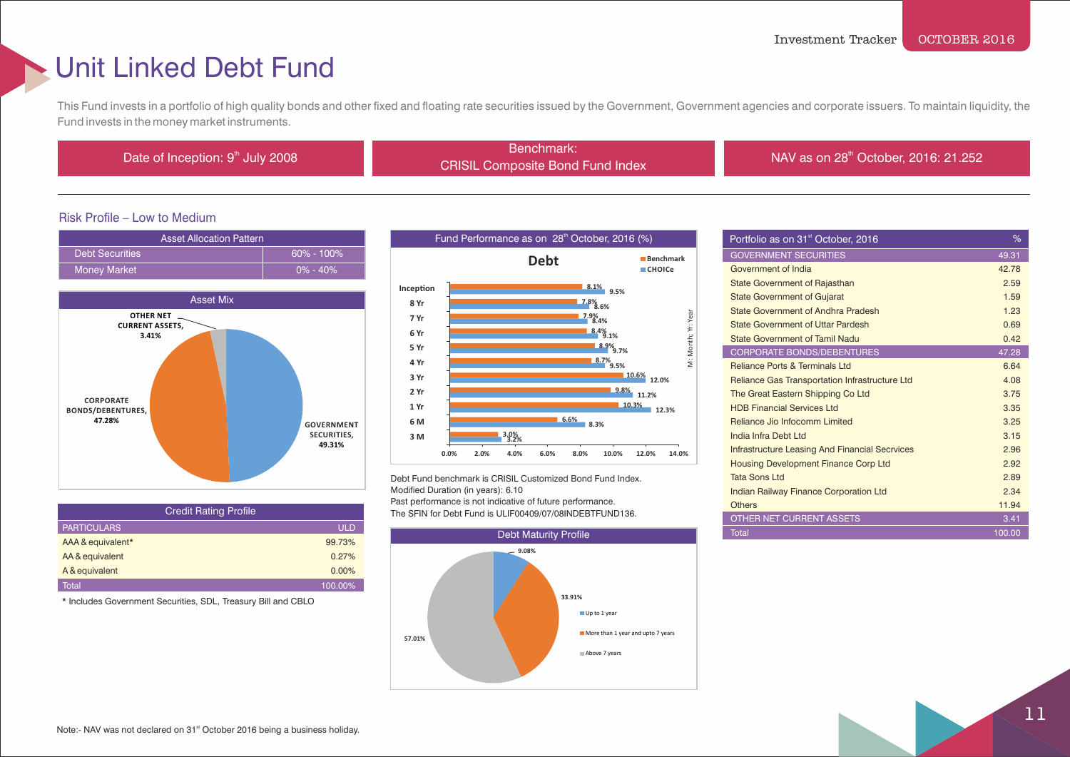# Unit Linked Debt Fund

This Fund invests in a portfolio of high quality bonds and other fixed and floating rate securities issued by the Government, Government agencies and corporate issuers. To maintain liquidity, the Fund invests in the money market instruments.

| Date of Inception: 9th July 2008 | Benchmark: CRISIL Composite Bond Fund Index | NAV as on 28th October, 2016: 21.252 |
|---|---|---|

Risk Profile – Low to Medium

| Asset Allocation Pattern | |
|---|---|
| Debt Securities | 60% - 100% |
| Money Market | 0% - 40% |

**Asset Mix**

| Asset | % |
|---|---|
| GOVERNMENT SECURITIES | 49.31% |
| CORPORATE BONDS/DEBENTURES | 47.28% |
| OTHER NET CURRENT ASSETS | 3.41% |

**Credit Rating Profile**

| PARTICULARS | ULD |
|---|---|
| AAA & equivalent* | 99.73% |
| AA & equivalent | 0.27% |
| A & equivalent | 0.00% |
| Total | 100.00% |

\* Includes Government Securities, SDL, Treasury Bill and CBLO

**Fund Performance as on 28th October, 2016 (%)**

Debt

| Period | Benchmark | CHOICe |
|---|---|---|
| Inception | 8.1% | 9.5% |
| 8 Yr | 7.8% | 8.6% |
| 7 Yr | 7.9% | 8.4% |
| 6 Yr | 8.4% | 9.1% |
| 5 Yr | 8.9% | 9.7% |
| 4 Yr | 8.7% | 9.5% |
| 3 Yr | 10.6% | 12.0% |
| 2 Yr | 9.8% | 11.2% |
| 1 Yr | 10.3% | 12.3% |
| 6 M | 6.6% | 8.3% |
| 3 M | 3.0% | 3.2% |

M: Month; Yr: Year

Debt Fund benchmark is CRISIL Customized Bond Fund Index.
Modified Duration (in years): 6.10
Past performance is not indicative of future performance.
The SFIN for Debt Fund is ULIF00409/07/08INDEBTFUND136.

**Debt Maturity Profile**

| Maturity | % |
|---|---|
| Up to 1 year | 9.08% |
| More than 1 year and upto 7 years | 33.91% |
| Above 7 years | 57.01% |

| Portfolio as on 31st October, 2016 | % |
|---|---|
| GOVERNMENT SECURITIES | 49.31 |
| Government of India | 42.78 |
| State Government of Rajasthan | 2.59 |
| State Government of Gujarat | 1.59 |
| State Government of Andhra Pradesh | 1.23 |
| State Government of Uttar Pardesh | 0.69 |
| State Government of Tamil Nadu | 0.42 |
| CORPORATE BONDS/DEBENTURES | 47.28 |
| Reliance Ports & Terminals Ltd | 6.64 |
| Reliance Gas Transportation Infrastructure Ltd | 4.08 |
| The Great Eastern Shipping Co Ltd | 3.75 |
| HDB Financial Services Ltd | 3.35 |
| Reliance Jio Infocomm Limited | 3.25 |
| India Infra Debt Ltd | 3.15 |
| Infrastructure Leasing And Financial Secrvices | 2.96 |
| Housing Development Finance Corp Ltd | 2.92 |
| Tata Sons Ltd | 2.89 |
| Indian Railway Finance Corporation Ltd | 2.34 |
| Others | 11.94 |
| OTHER NET CURRENT ASSETS | 3.41 |
| Total | 100.00 |

Note:- NAV was not declared on 31st October 2016 being a business holiday.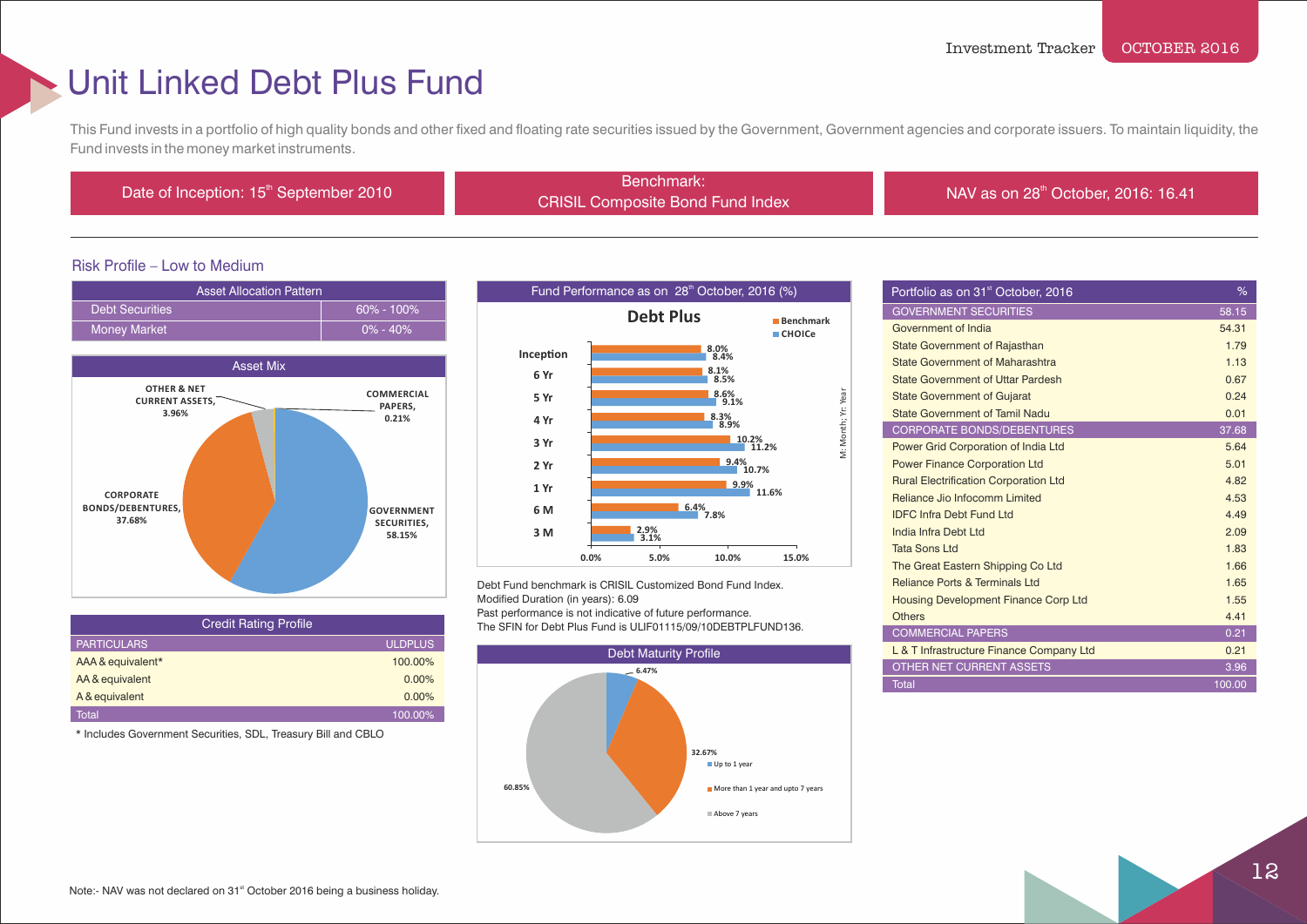# Unit Linked Debt Plus Fund

This Fund invests in a portfolio of high quality bonds and other fixed and floating rate securities issued by the Government, Government agencies and corporate issuers. To maintain liquidity, the Fund invests in the money market instruments.

| Date of Inception: 15th September 2010 | Benchmark: CRISIL Composite Bond Fund Index | NAV as on 28th October, 2016: 16.41 |
|---|---|---|

Risk Profile – Low to Medium

| Asset Allocation Pattern | |
|---|---|
| Debt Securities | 60% - 100% |
| Money Market | 0% - 40% |

**Asset Mix**

| Asset | % |
|---|---|
| Government Securities | 58.15% |
| Corporate Bonds/Debentures | 37.68% |
| Other & Net Current Assets | 3.96% |
| Commercial Papers | 0.21% |

**Credit Rating Profile**

| PARTICULARS | ULDPLUS |
|---|---|
| AAA & equivalent* | 100.00% |
| AA & equivalent | 0.00% |
| A & equivalent | 0.00% |
| Total | 100.00% |

\* Includes Government Securities, SDL, Treasury Bill and CBLO

**Fund Performance as on 28th October, 2016 (%)**

Debt Plus

| Period | Benchmark | CHOICe |
|---|---|---|
| Inception | 8.0% | 8.4% |
| 6 Yr | 8.1% | 8.5% |
| 5 Yr | 8.6% | 9.1% |
| 4 Yr | 8.3% | 8.9% |
| 3 Yr | 10.2% | 11.2% |
| 2 Yr | 9.4% | 10.7% |
| 1 Yr | 9.9% | 11.6% |
| 6 M | 6.4% | 7.8% |
| 3 M | 2.9% | 3.1% |

M: Month; Yr: Year

Debt Fund benchmark is CRISIL Customized Bond Fund Index.
Modified Duration (in years): 6.09
Past performance is not indicative of future performance.
The SFIN for Debt Plus Fund is ULIF01115/09/10DEBTPLFUND136.

**Debt Maturity Profile**

| Maturity | % |
|---|---|
| Up to 1 year | 6.47% |
| More than 1 year and upto 7 years | 32.67% |
| Above 7 years | 60.85% |

| Portfolio as on 31st October, 2016 | % |
|---|---|
| GOVERNMENT SECURITIES | 58.15 |
| Government of India | 54.31 |
| State Government of Rajasthan | 1.79 |
| State Government of Maharashtra | 1.13 |
| State Government of Uttar Pardesh | 0.67 |
| State Government of Gujarat | 0.24 |
| State Government of Tamil Nadu | 0.01 |
| CORPORATE BONDS/DEBENTURES | 37.68 |
| Power Grid Corporation of India Ltd | 5.64 |
| Power Finance Corporation Ltd | 5.01 |
| Rural Electrification Corporation Ltd | 4.82 |
| Reliance Jio Infocomm Limited | 4.53 |
| IDFC Infra Debt Fund Ltd | 4.49 |
| India Infra Debt Ltd | 2.09 |
| Tata Sons Ltd | 1.83 |
| The Great Eastern Shipping Co Ltd | 1.66 |
| Reliance Ports & Terminals Ltd | 1.65 |
| Housing Development Finance Corp Ltd | 1.55 |
| Others | 4.41 |
| COMMERCIAL PAPERS | 0.21 |
| L & T Infrastructure Finance Company Ltd | 0.21 |
| OTHER NET CURRENT ASSETS | 3.96 |
| Total | 100.00 |

Note:- NAV was not declared on 31st October 2016 being a business holiday.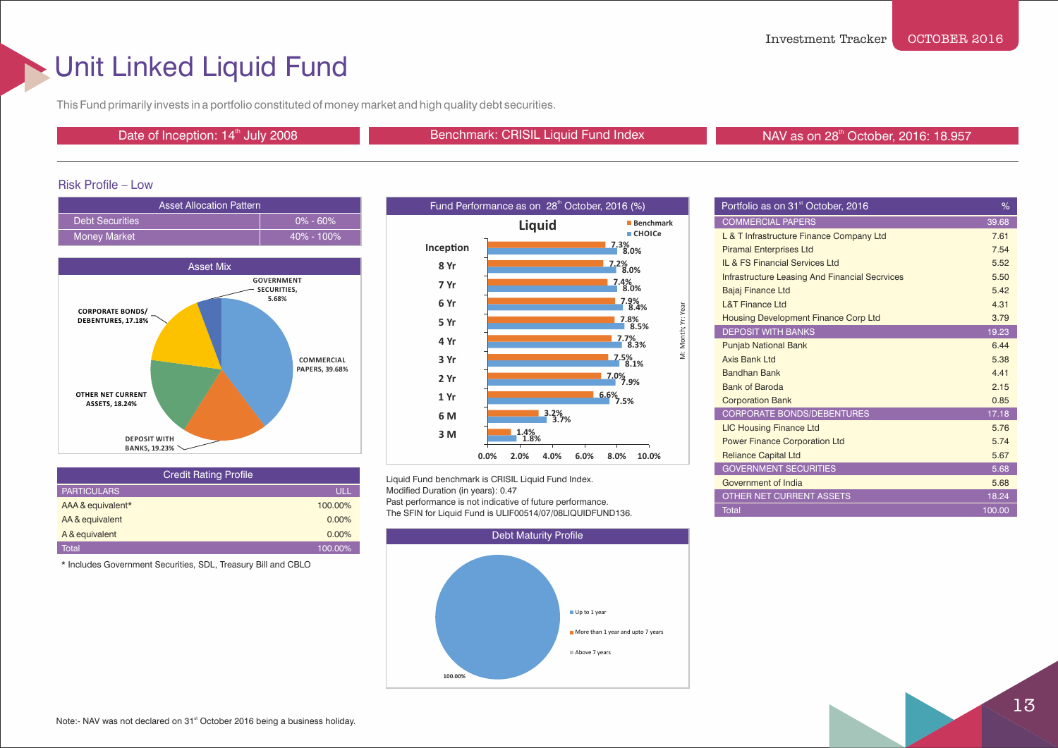# Unit Linked Liquid Fund

This Fund primarily invests in a portfolio constituted of money market and high quality debt securities.

| Date of Inception: 14th July 2008 | Benchmark: CRISIL Liquid Fund Index | NAV as on 28th October, 2016: 18.957 |
|---|---|---|

## Risk Profile – Low

| Asset Allocation Pattern | |
|---|---|
| Debt Securities | 0% - 60% |
| Money Market | 40% - 100% |

**Asset Mix**

| Asset | % |
|---|---|
| Commercial Papers | 39.68% |
| Deposit with Banks | 19.23% |
| Other Net Current Assets | 18.24% |
| Corporate Bonds/Debentures | 17.18% |
| Government Securities | 5.68% |

**Credit Rating Profile**

| PARTICULARS | ULL |
|---|---|
| AAA & equivalent* | 100.00% |
| AA & equivalent | 0.00% |
| A & equivalent | 0.00% |
| Total | 100.00% |

\* Includes Government Securities, SDL, Treasury Bill and CBLO

**Fund Performance as on 28th October, 2016 (%)**

Liquid

| Period | Benchmark | CHOICe |
|---|---|---|
| Inception | 7.3% | 8.0% |
| 8 Yr | 7.2% | 8.0% |
| 7 Yr | 7.4% | 8.0% |
| 6 Yr | 7.9% | 8.4% |
| 5 Yr | 7.8% | 8.5% |
| 4 Yr | 7.7% | 8.3% |
| 3 Yr | 7.5% | 8.1% |
| 2 Yr | 7.0% | 7.9% |
| 1 Yr | 6.6% | 7.5% |
| 6 M | 3.2% | 3.7% |
| 3 M | 1.4% | 1.8% |

M: Month; Yr: Year

Liquid Fund benchmark is CRISIL Liquid Fund Index.
Modified Duration (in years): 0.47
Past performance is not indicative of future performance.
The SFIN for Liquid Fund is ULIF00514/07/08LIQUIDFUND136.

**Debt Maturity Profile**

| Maturity | % |
|---|---|
| Up to 1 year | 100.00% |
| More than 1 year and upto 7 years | |
| Above 7 years | |

| Portfolio as on 31st October, 2016 | % |
|---|---|
| COMMERCIAL PAPERS | 39.68 |
| L & T Infrastructure Finance Company Ltd | 7.61 |
| Piramal Enterprises Ltd | 7.54 |
| IL & FS Financial Services Ltd | 5.52 |
| Infrastructure Leasing And Financial Secrvices | 5.50 |
| Bajaj Finance Ltd | 5.42 |
| L&T Finance Ltd | 4.31 |
| Housing Development Finance Corp Ltd | 3.79 |
| DEPOSIT WITH BANKS | 19.23 |
| Punjab National Bank | 6.44 |
| Axis Bank Ltd | 5.38 |
| Bandhan Bank | 4.41 |
| Bank of Baroda | 2.15 |
| Corporation Bank | 0.85 |
| CORPORATE BONDS/DEBENTURES | 17.18 |
| LIC Housing Finance Ltd | 5.76 |
| Power Finance Corporation Ltd | 5.74 |
| Reliance Capital Ltd | 5.67 |
| GOVERNMENT SECURITIES | 5.68 |
| Government of India | 5.68 |
| OTHER NET CURRENT ASSETS | 18.24 |
| Total | 100.00 |

Note:- NAV was not declared on 31st October 2016 being a business holiday.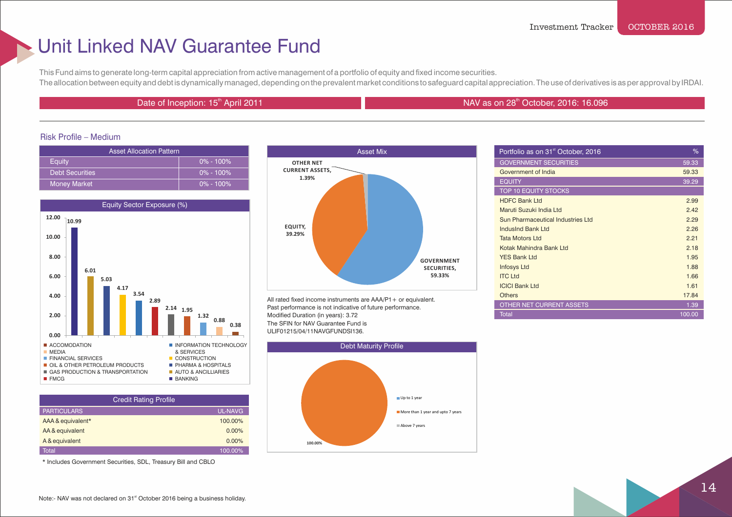# Unit Linked NAV Guarantee Fund

This Fund aims to generate long-term capital appreciation from active management of a portfolio of equity and fixed income securities.
The allocation between equity and debt is dynamically managed, depending on the prevalent market conditions to safeguard capital appreciation. The use of derivatives is as per approval by IRDAI.

Date of Inception: 15th April 2011

NAV as on 28th October, 2016: 16.096

## Risk Profile – Medium

| Asset Allocation Pattern | |
|---|---|
| Equity | 0% - 100% |
| Debt Securities | 0% - 100% |
| Money Market | 0% - 100% |

### Equity Sector Exposure (%)

| Sector | % |
|---|---|
| BANKING | 10.99 |
| AUTO & ANCILLIARIES | 6.01 |
| PHARMA & HOSPITALS | 5.03 |
| CONSTRUCTION | 4.17 |
| INFORMATION TECHNOLOGY & SERVICES | 3.54 |
| FMCG | 2.89 |
| GAS PRODUCTION & TRANSPORTATION | 2.14 |
| OIL & OTHER PETROLEUM PRODUCTS | 1.95 |
| FINANCIAL SERVICES | 1.32 |
| MEDIA | 0.88 |
| ACCOMODATION | 0.38 |

### Credit Rating Profile

| PARTICULARS | UL-NAVG |
|---|---|
| AAA & equivalent* | 100.00% |
| AA & equivalent | 0.00% |
| A & equivalent | 0.00% |
| Total | 100.00% |

\* Includes Government Securities, SDL, Treasury Bill and CBLO

### Asset Mix

| Asset | % |
|---|---|
| GOVERNMENT SECURITIES | 59.33% |
| EQUITY | 39.29% |
| OTHER NET CURRENT ASSETS | 1.39% |

All rated fixed income instruments are AAA/P1+ or equivalent.
Past performance is not indicative of future performance.
Modified Duration (in years): 3.72
The SFIN for NAV Guarantee Fund is ULIF01215/04/11NAVGFUNDSI136.

### Debt Maturity Profile

| Maturity | % |
|---|---|
| Up to 1 year | |
| More than 1 year and upto 7 years | 100.00% |
| Above 7 years | |

| Portfolio as on 31st October, 2016 | % |
|---|---|
| GOVERNMENT SECURITIES | 59.33 |
| Government of India | 59.33 |
| EQUITY | 39.29 |
| TOP 10 EQUITY STOCKS | |
| HDFC Bank Ltd | 2.99 |
| Maruti Suzuki India Ltd | 2.42 |
| Sun Pharmaceutical Industries Ltd | 2.29 |
| IndusInd Bank Ltd | 2.26 |
| Tata Motors Ltd | 2.21 |
| Kotak Mahindra Bank Ltd | 2.18 |
| YES Bank Ltd | 1.95 |
| Infosys Ltd | 1.88 |
| ITC Ltd | 1.66 |
| ICICI Bank Ltd | 1.61 |
| Others | 17.84 |
| OTHER NET CURRENT ASSETS | 1.39 |
| Total | 100.00 |

Note:- NAV was not declared on 31st October 2016 being a business holiday.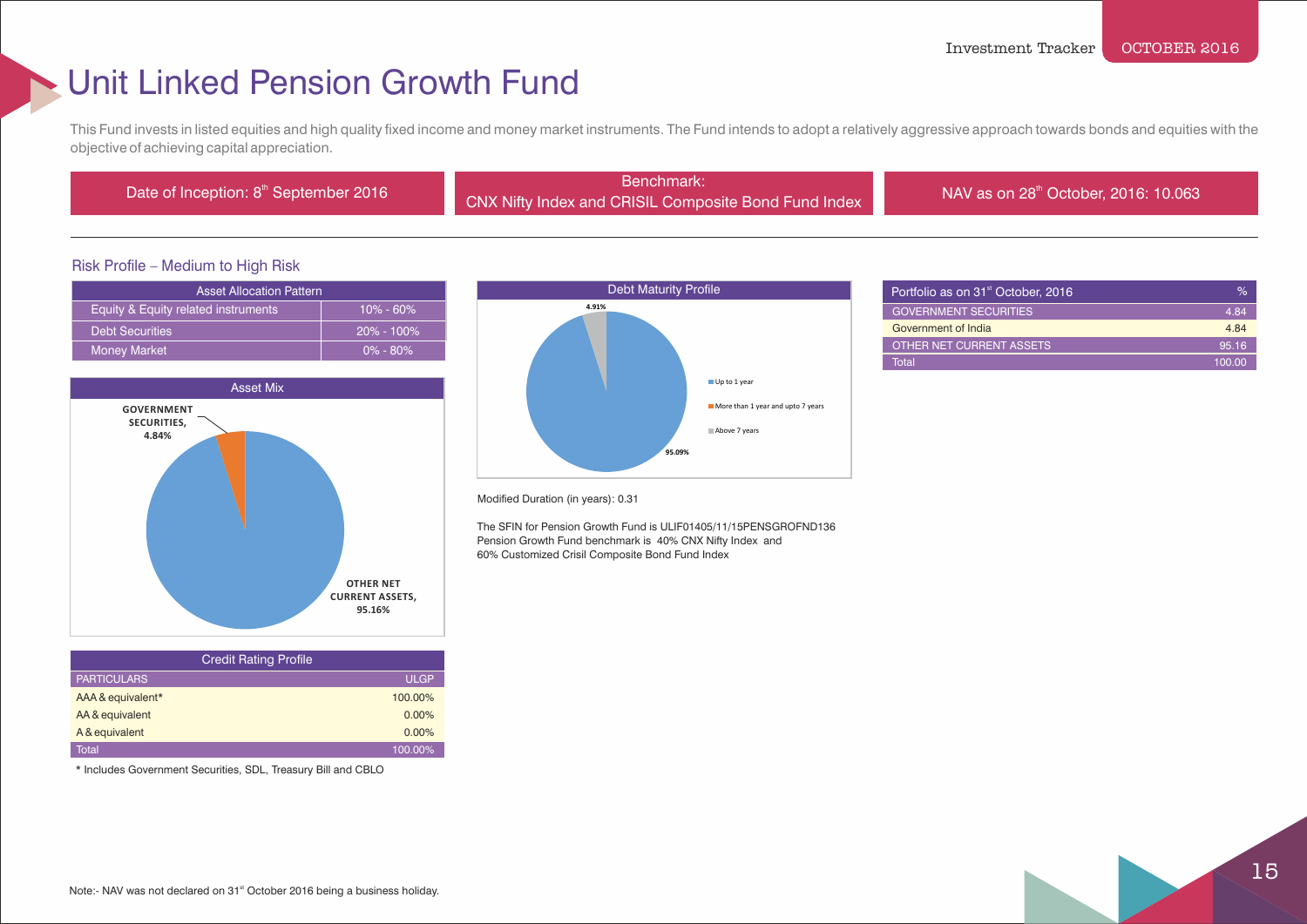# Unit Linked Pension Growth Fund

This Fund invests in listed equities and high quality fixed income and money market instruments. The Fund intends to adopt a relatively aggressive approach towards bonds and equities with the objective of achieving capital appreciation.

Date of Inception: 8th September 2016

Benchmark: CNX Nifty Index and CRISIL Composite Bond Fund Index

NAV as on 28th October, 2016: 10.063

Risk Profile – Medium to High Risk

| Asset Allocation Pattern | |
|---|---|
| Equity & Equity related instruments | 10% - 60% |
| Debt Securities | 20% - 100% |
| Money Market | 0% - 80% |

**Asset Mix**

GOVERNMENT SECURITIES, 4.84%

OTHER NET CURRENT ASSETS, 95.16%

**Debt Maturity Profile**

4.91%

95.09%

Up to 1 year

More than 1 year and upto 7 years

Above 7 years

Modified Duration (in years): 0.31

The SFIN for Pension Growth Fund is ULIF01405/11/15PENSGROFND136

Pension Growth Fund benchmark is 40% CNX Nifty Index and 60% Customized Crisil Composite Bond Fund Index

| Portfolio as on 31st October, 2016 | % |
|---|---|
| GOVERNMENT SECURITIES | 4.84 |
| Government of India | 4.84 |
| OTHER NET CURRENT ASSETS | 95.16 |
| Total | 100.00 |

| Credit Rating Profile | |
|---|---|
| PARTICULARS | ULGP |
| AAA & equivalent* | 100.00% |
| AA & equivalent | 0.00% |
| A & equivalent | 0.00% |
| Total | 100.00% |

* Includes Government Securities, SDL, Treasury Bill and CBLO

Note:- NAV was not declared on 31st October 2016 being a business holiday.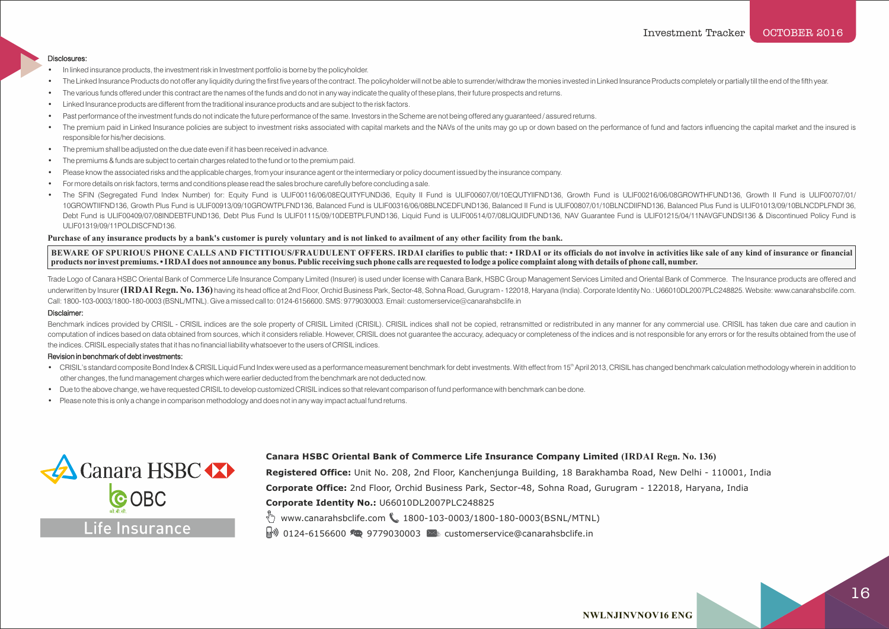### Disclosures:

- In linked insurance products, the investment risk in Investment portfolio is borne by the policyholder.
- The Linked Insurance Products do not offer any liquidity during the first five years of the contract. The policyholder will not be able to surrender/withdraw the monies invested in Linked Insurance Products completely or partially till the end of the fifth year.
- The various funds offered under this contract are the names of the funds and do not in any way indicate the quality of these plans, their future prospects and returns.
- Linked Insurance products are different from the traditional insurance products and are subject to the risk factors.
- Past performance of the investment funds do not indicate the future performance of the same. Investors in the Scheme are not being offered any guaranteed / assured returns.
- The premium paid in Linked Insurance policies are subject to investment risks associated with capital markets and the NAVs of the units may go up or down based on the performance of fund and factors influencing the capital market and the insured is responsible for his/her decisions.
- The premium shall be adjusted on the due date even if it has been received in advance.
- The premiums & funds are subject to certain charges related to the fund or to the premium paid.
- Please know the associated risks and the applicable charges, from your insurance agent or the intermediary or policy document issued by the insurance company.
- For more details on risk factors, terms and conditions please read the sales brochure carefully before concluding a sale.
- The SFIN (Segregated Fund Index Number) for: Equity Fund is ULIF00116/06/08EQUITYFUNDi36, Equity II Fund is ULIF00607/0f/10EQUTYIIFND136, Growth Fund is ULIF00216/06/08GROWTHFUND136, Growth II Fund is ULIF00707/01/10GROWTIIFND136, Growth Plus Fund is ULIF00913/09/10GROWTPLFND136, Balanced Fund is ULIF00316/06/08BLNCEDFUND136, Balanced II Fund is ULIF00807/01/10BLNCDIIFND136, Balanced Plus Fund is ULIF01013/09/10BLNCDPLFNDf 36, Debt Fund is ULIF00409/07/08INDEBTFUND136, Debt Plus Fund Is ULIF01115/09/10DEBTPLFUND136, Liquid Fund is ULIF00514/07/08LIQUIDFUND136, NAV Guarantee Fund is ULIF01215/04/11NAVGFUNDSI136 & Discontinued Policy Fund is ULIF01319/09/11POLDISCFND136.

**Purchase of any insurance products by a bank's customer is purely voluntary and is not linked to availment of any other facility from the bank.**

**BEWARE OF SPURIOUS PHONE CALLS AND FICTITIOUS/FRAUDULENT OFFERS. IRDAI clarifies to public that: • IRDAI or its officials do not involve in activities like sale of any kind of insurance or financial products nor invest premiums. • IRDAI does not announce any bonus. Public receiving such phone calls are requested to lodge a police complaint along with details of phone call, number.**

Trade Logo of Canara HSBC Oriental Bank of Commerce Life Insurance Company Limited (Insurer) is used under license with Canara Bank, HSBC Group Management Services Limited and Oriental Bank of Commerce. The Insurance products are offered and underwritten by Insurer **(IRDAI Regn. No. 136)** having its head office at 2nd Floor, Orchid Business Park, Sector-48, Sohna Road, Gurugram - 122018, Haryana (India). Corporate Identity No.: U66010DL2007PLC248825. Website: www.canarahsbclife.com. Call: 1800-103-0003/1800-180-0003 (BSNL/MTNL). Give a missed call to: 0124-6156600. SMS: 9779030003. Email: customerservice@canarahsbclife.in

### Disclaimer:

Benchmark indices provided by CRISIL - CRISIL indices are the sole property of CRISIL Limited (CRISIL). CRISIL indices shall not be copied, retransmitted or redistributed in any manner for any commercial use. CRISIL has taken due care and caution in computation of indices based on data obtained from sources, which it considers reliable. However, CRISIL does not guarantee the accuracy, adequacy or completeness of the indices and is not responsible for any errors or for the results obtained from the use of the indices. CRISIL especially states that it has no financial liability whatsoever to the users of CRISIL indices.

### Revision in benchmark of debt investments:

- CRISIL's standard composite Bond Index & CRISIL Liquid Fund Index were used as a performance measurement benchmark for debt investments. With effect from 15th April 2013, CRISIL has changed benchmark calculation methodology wherein in addition to other changes, the fund management charges which were earlier deducted from the benchmark are not deducted now.
- Due to the above change, we have requested CRISIL to develop customized CRISIL indices so that relevant comparison of fund performance with benchmark can be done.
- Please note this is only a change in comparison methodology and does not in any way impact actual fund returns.

Canara HSBC OBC Life Insurance

**Canara HSBC Oriental Bank of Commerce Life Insurance Company Limited (IRDAI Regn. No. 136)**

**Registered Office:** Unit No. 208, 2nd Floor, Kanchenjunga Building, 18 Barakhamba Road, New Delhi - 110001, India

**Corporate Office:** 2nd Floor, Orchid Business Park, Sector-48, Sohna Road, Gurugram - 122018, Haryana, India

**Corporate Identity No.:** U66010DL2007PLC248825

www.canarahsbclife.com 1800-103-0003/1800-180-0003(BSNL/MTNL)

0124-6156600 9779030003 customerservice@canarahsbclife.in

NWLNJINVNOV16 ENG